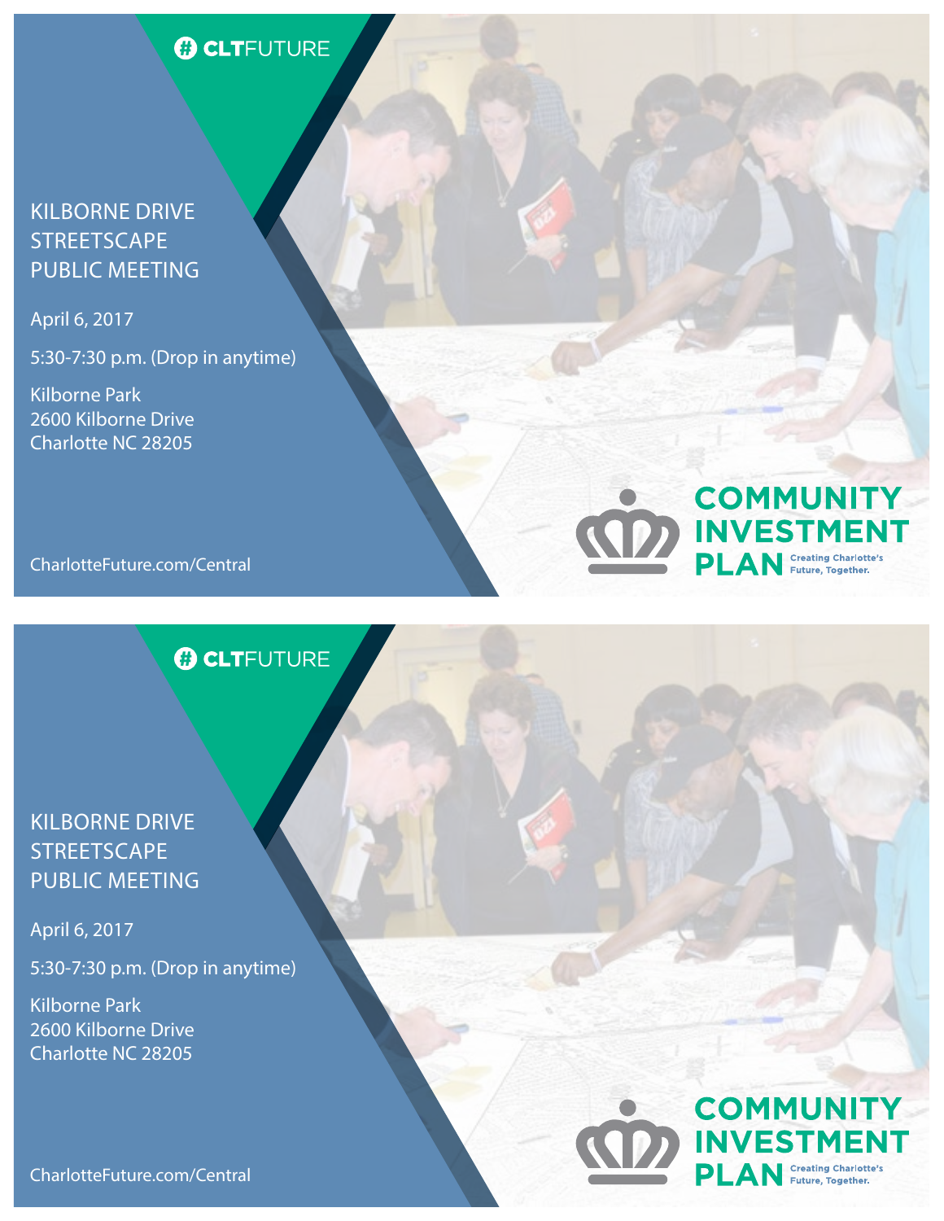# CLTFUTURE

## KILBORNE DRIVE STREETSCAPE PUBLIC MEETING

April 6, 2017

5:30-7:30 p.m. (Drop in anytime)

Kilborne Park
2600 Kilborne Drive
Charlotte NC 28205

CharlotteFuture.com/Central

**COMMUNITY INVESTMENT PLAN** Creating Charlotte's Future, Together.

---

# CLTFUTURE

## KILBORNE DRIVE STREETSCAPE PUBLIC MEETING

April 6, 2017

5:30-7:30 p.m. (Drop in anytime)

Kilborne Park
2600 Kilborne Drive
Charlotte NC 28205

CharlotteFuture.com/Central

**COMMUNITY INVESTMENT PLAN** Creating Charlotte's Future, Together.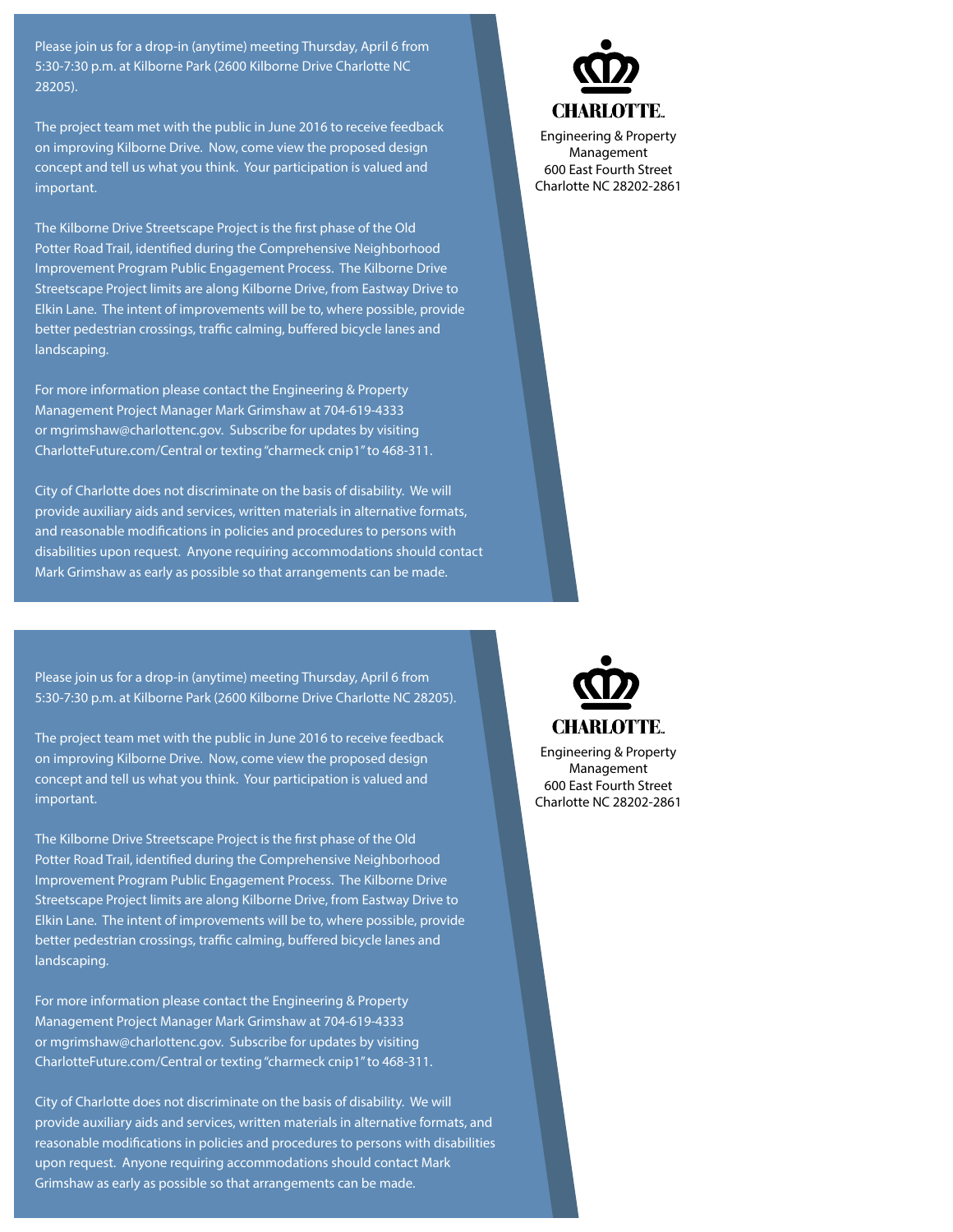Please join us for a drop-in (anytime) meeting Thursday, April 6 from 5:30-7:30 p.m. at Kilborne Park (2600 Kilborne Drive Charlotte NC 28205).

The project team met with the public in June 2016 to receive feedback on improving Kilborne Drive. Now, come view the proposed design concept and tell us what you think. Your participation is valued and important.

The Kilborne Drive Streetscape Project is the first phase of the Old Potter Road Trail, identified during the Comprehensive Neighborhood Improvement Program Public Engagement Process. The Kilborne Drive Streetscape Project limits are along Kilborne Drive, from Eastway Drive to Elkin Lane. The intent of improvements will be to, where possible, provide better pedestrian crossings, traffic calming, buffered bicycle lanes and landscaping.

For more information please contact the Engineering & Property Management Project Manager Mark Grimshaw at 704-619-4333 or mgrimshaw@charlottenc.gov. Subscribe for updates by visiting CharlotteFuture.com/Central or texting "charmeck cnip1" to 468-311.

City of Charlotte does not discriminate on the basis of disability. We will provide auxiliary aids and services, written materials in alternative formats, and reasonable modifications in policies and procedures to persons with disabilities upon request. Anyone requiring accommodations should contact Mark Grimshaw as early as possible so that arrangements can be made.

CHARLOTTE.

Engineering & Property Management
600 East Fourth Street
Charlotte NC 28202-2861

Please join us for a drop-in (anytime) meeting Thursday, April 6 from 5:30-7:30 p.m. at Kilborne Park (2600 Kilborne Drive Charlotte NC 28205).

The project team met with the public in June 2016 to receive feedback on improving Kilborne Drive. Now, come view the proposed design concept and tell us what you think. Your participation is valued and important.

The Kilborne Drive Streetscape Project is the first phase of the Old Potter Road Trail, identified during the Comprehensive Neighborhood Improvement Program Public Engagement Process. The Kilborne Drive Streetscape Project limits are along Kilborne Drive, from Eastway Drive to Elkin Lane. The intent of improvements will be to, where possible, provide better pedestrian crossings, traffic calming, buffered bicycle lanes and landscaping.

For more information please contact the Engineering & Property Management Project Manager Mark Grimshaw at 704-619-4333 or mgrimshaw@charlottenc.gov. Subscribe for updates by visiting CharlotteFuture.com/Central or texting "charmeck cnip1" to 468-311.

City of Charlotte does not discriminate on the basis of disability. We will provide auxiliary aids and services, written materials in alternative formats, and reasonable modifications in policies and procedures to persons with disabilities upon request. Anyone requiring accommodations should contact Mark Grimshaw as early as possible so that arrangements can be made.

CHARLOTTE.

Engineering & Property Management
600 East Fourth Street
Charlotte NC 28202-2861